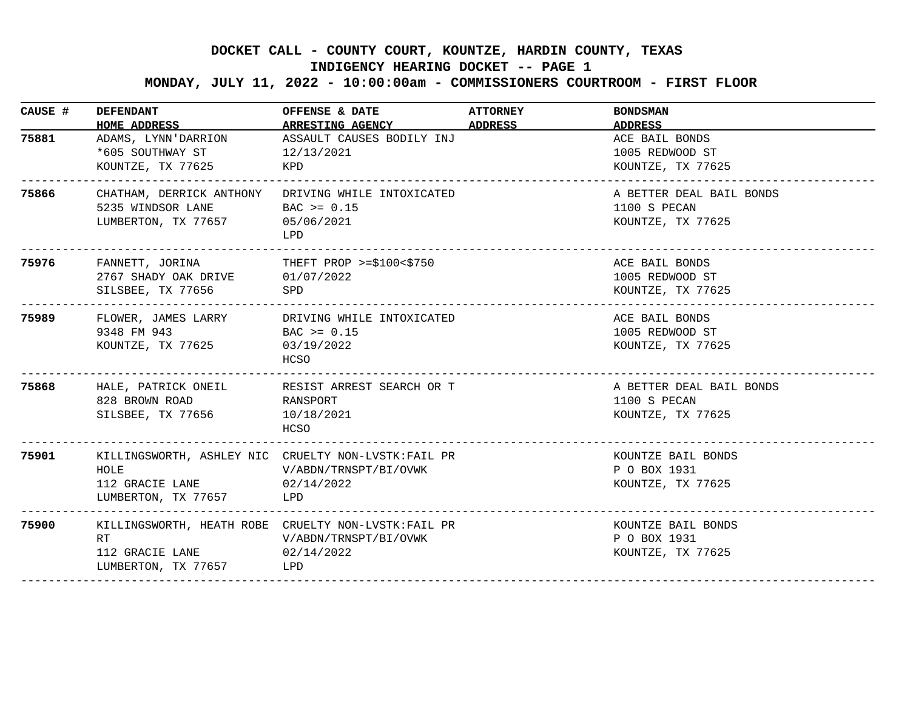# DOCKET CALL - COUNTY COURT, KOUNTZE, HARDIN COUNTY, TEXAS

## INDIGENCY HEARING DOCKET -- PAGE 1

## MONDAY, JULY 11, 2022 - 10:00:00am - COMMISSIONERS COURTROOM - FIRST FLOOR

| CAUSE # | DEFENDANT<br>HOME ADDRESS | OFFENSE & DATE<br>ARRESTING AGENCY | ATTORNEY<br>ADDRESS | BONDSMAN<br>ADDRESS |
|---|---|---|---|---|
| **75881** | ADAMS, LYNN'DARRION<br>*605 SOUTHWAY ST<br>KOUNTZE, TX 77625 | ASSAULT CAUSES BODILY INJ<br>12/13/2021<br>KPD | | ACE BAIL BONDS<br>1005 REDWOOD ST<br>KOUNTZE, TX 77625 |
| **75866** | CHATHAM, DERRICK ANTHONY<br>5235 WINDSOR LANE<br>LUMBERTON, TX 77657 | DRIVING WHILE INTOXICATED<br>BAC >= 0.15<br>05/06/2021<br>LPD | | A BETTER DEAL BAIL BONDS<br>1100 S PECAN<br>KOUNTZE, TX 77625 |
| **75976** | FANNETT, JORINA<br>2767 SHADY OAK DRIVE<br>SILSBEE, TX 77656 | THEFT PROP >=$100<$750<br>01/07/2022<br>SPD | | ACE BAIL BONDS<br>1005 REDWOOD ST<br>KOUNTZE, TX 77625 |
| **75989** | FLOWER, JAMES LARRY<br>9348 FM 943<br>KOUNTZE, TX 77625 | DRIVING WHILE INTOXICATED<br>BAC >= 0.15<br>03/19/2022<br>HCSO | | ACE BAIL BONDS<br>1005 REDWOOD ST<br>KOUNTZE, TX 77625 |
| **75868** | HALE, PATRICK ONEIL<br>828 BROWN ROAD<br>SILSBEE, TX 77656 | RESIST ARREST SEARCH OR T<br>RANSPORT<br>10/18/2021<br>HCSO | | A BETTER DEAL BAIL BONDS<br>1100 S PECAN<br>KOUNTZE, TX 77625 |
| **75901** | KILLINGSWORTH, ASHLEY NIC<br>HOLE<br>112 GRACIE LANE<br>LUMBERTON, TX 77657 | CRUELTY NON-LVSTK:FAIL PR<br>V/ABDN/TRNSPT/BI/OVWK<br>02/14/2022<br>LPD | | KOUNTZE BAIL BONDS<br>P O BOX 1931<br>KOUNTZE, TX 77625 |
| **75900** | KILLINGSWORTH, HEATH ROBE<br>RT<br>112 GRACIE LANE<br>LUMBERTON, TX 77657 | CRUELTY NON-LVSTK:FAIL PR<br>V/ABDN/TRNSPT/BI/OVWK<br>02/14/2022<br>LPD | | KOUNTZE BAIL BONDS<br>P O BOX 1931<br>KOUNTZE, TX 77625 |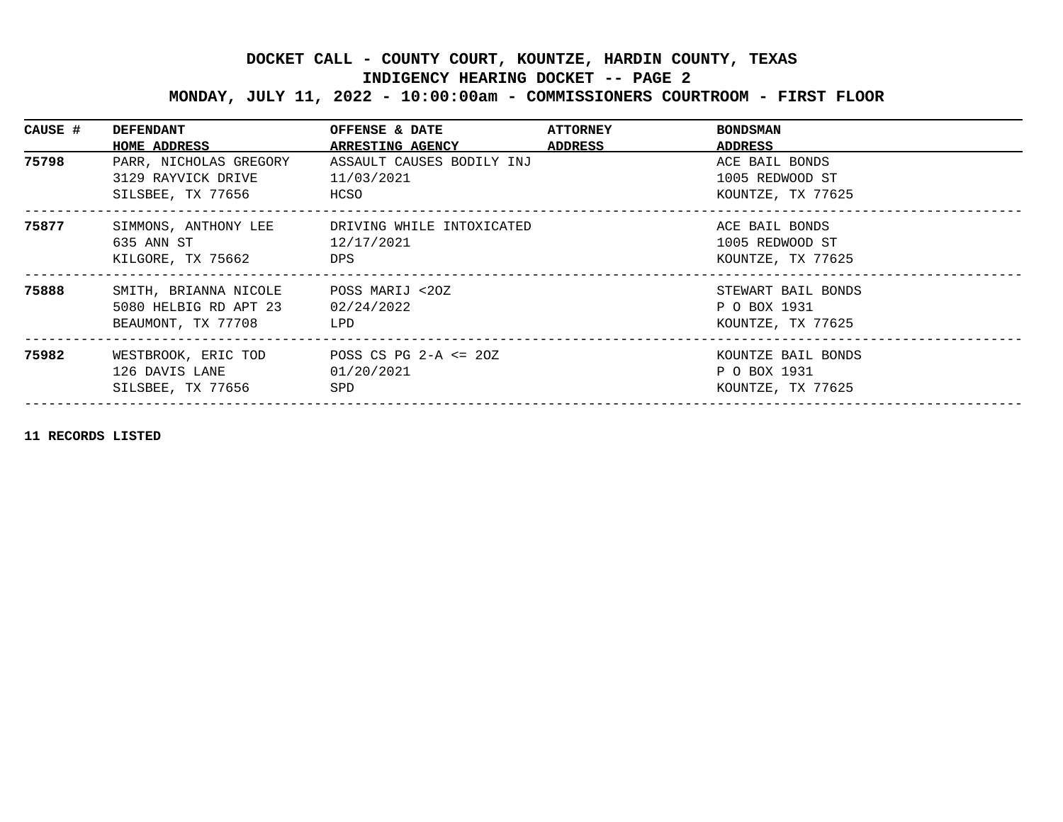**DOCKET CALL - COUNTY COURT, KOUNTZE, HARDIN COUNTY, TEXAS**
**INDIGENCY HEARING DOCKET -- PAGE 2**
**MONDAY, JULY 11, 2022 - 10:00:00am - COMMISSIONERS COURTROOM - FIRST FLOOR**

| CAUSE # | DEFENDANT<br>HOME ADDRESS | OFFENSE & DATE<br>ARRESTING AGENCY | ATTORNEY<br>ADDRESS | BONDSMAN<br>ADDRESS |
|---|---|---|---|---|
| **75798** | PARR, NICHOLAS GREGORY<br>3129 RAYVICK DRIVE<br>SILSBEE, TX 77656 | ASSAULT CAUSES BODILY INJ<br>11/03/2021<br>HCSO | | ACE BAIL BONDS<br>1005 REDWOOD ST<br>KOUNTZE, TX 77625 |
| **75877** | SIMMONS, ANTHONY LEE<br>635 ANN ST<br>KILGORE, TX 75662 | DRIVING WHILE INTOXICATED<br>12/17/2021<br>DPS | | ACE BAIL BONDS<br>1005 REDWOOD ST<br>KOUNTZE, TX 77625 |
| **75888** | SMITH, BRIANNA NICOLE<br>5080 HELBIG RD APT 23<br>BEAUMONT, TX 77708 | POSS MARIJ <2OZ<br>02/24/2022<br>LPD | | STEWART BAIL BONDS<br>P O BOX 1931<br>KOUNTZE, TX 77625 |
| **75982** | WESTBROOK, ERIC TOD<br>126 DAVIS LANE<br>SILSBEE, TX 77656 | POSS CS PG 2-A <= 2OZ<br>01/20/2021<br>SPD | | KOUNTZE BAIL BONDS<br>P O BOX 1931<br>KOUNTZE, TX 77625 |

**11 RECORDS LISTED**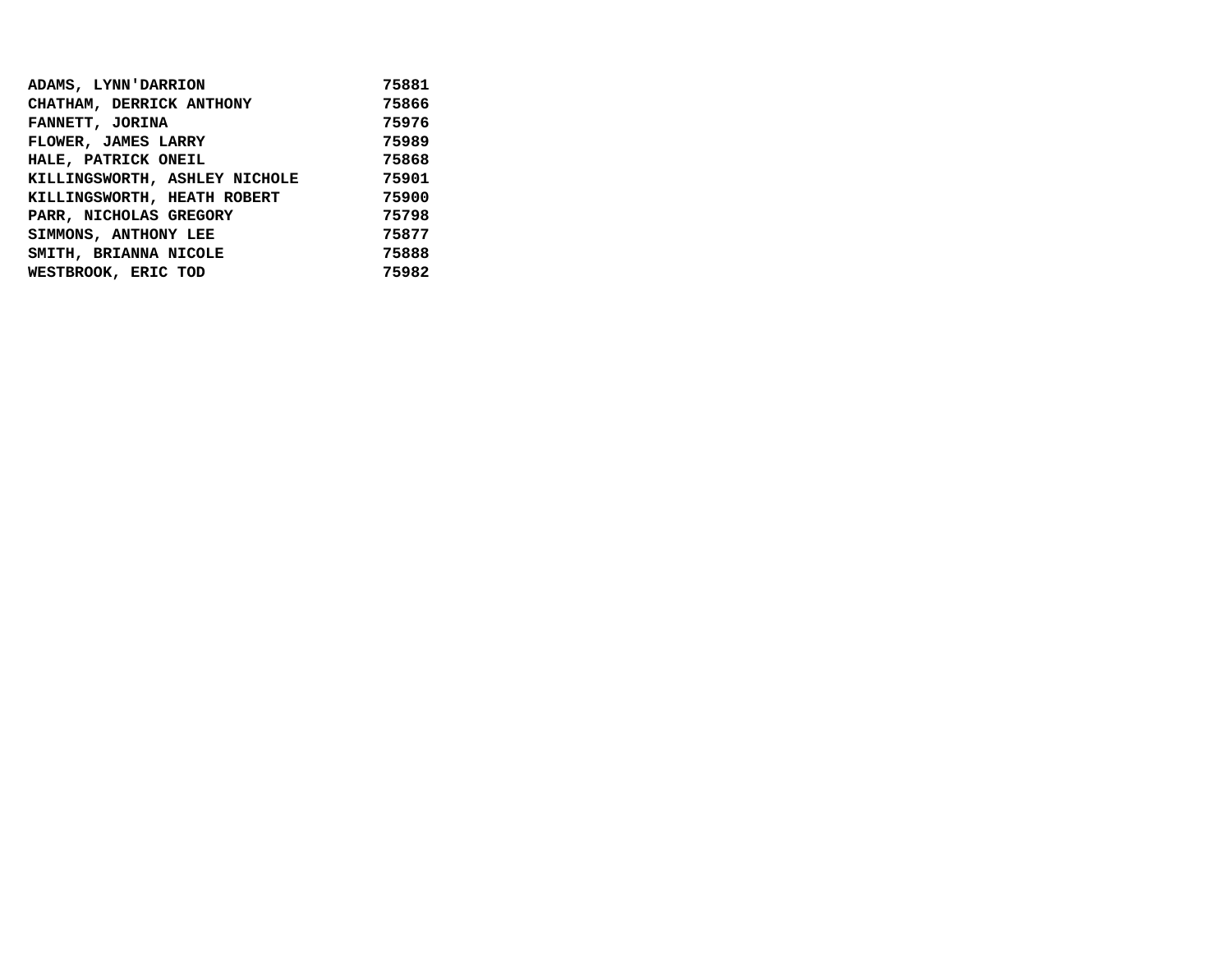| | |
|---|---|
| ADAMS, LYNN'DARRION | 75881 |
| CHATHAM, DERRICK ANTHONY | 75866 |
| FANNETT, JORINA | 75976 |
| FLOWER, JAMES LARRY | 75989 |
| HALE, PATRICK ONEIL | 75868 |
| KILLINGSWORTH, ASHLEY NICHOLE | 75901 |
| KILLINGSWORTH, HEATH ROBERT | 75900 |
| PARR, NICHOLAS GREGORY | 75798 |
| SIMMONS, ANTHONY LEE | 75877 |
| SMITH, BRIANNA NICOLE | 75888 |
| WESTBROOK, ERIC TOD | 75982 |